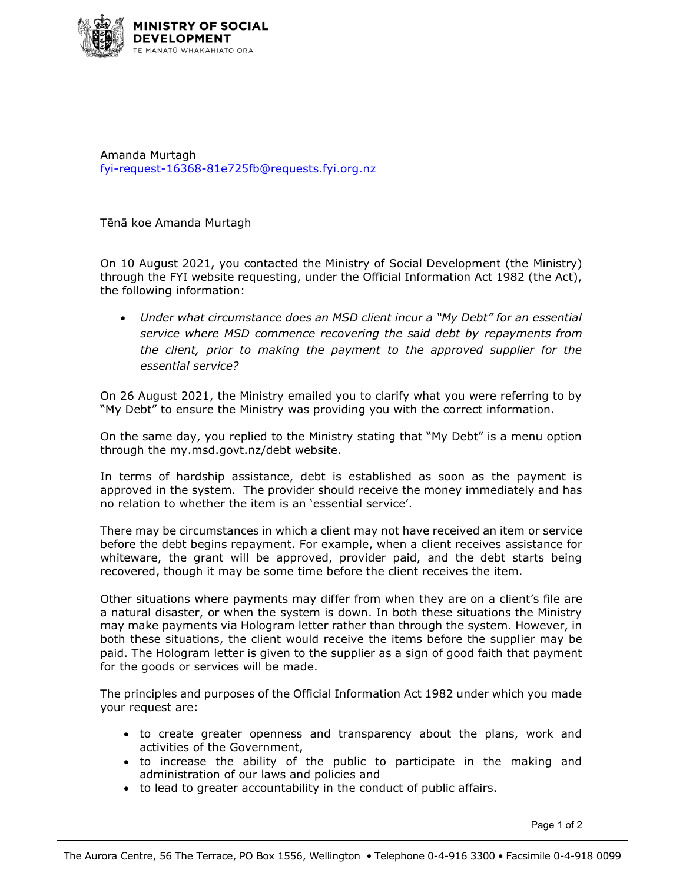MINISTRY OF SOCIAL DEVELOPMENT
TE MANATŪ WHAKAHIATO ORA

Amanda Murtagh
fyi-request-16368-81e725fb@requests.fyi.org.nz

Tēnā koe Amanda Murtagh

On 10 August 2021, you contacted the Ministry of Social Development (the Ministry) through the FYI website requesting, under the Official Information Act 1982 (the Act), the following information:

- *Under what circumstance does an MSD client incur a "My Debt" for an essential service where MSD commence recovering the said debt by repayments from the client, prior to making the payment to the approved supplier for the essential service?*

On 26 August 2021, the Ministry emailed you to clarify what you were referring to by "My Debt" to ensure the Ministry was providing you with the correct information.

On the same day, you replied to the Ministry stating that "My Debt" is a menu option through the my.msd.govt.nz/debt website.

In terms of hardship assistance, debt is established as soon as the payment is approved in the system. The provider should receive the money immediately and has no relation to whether the item is an 'essential service'.

There may be circumstances in which a client may not have received an item or service before the debt begins repayment. For example, when a client receives assistance for whiteware, the grant will be approved, provider paid, and the debt starts being recovered, though it may be some time before the client receives the item.

Other situations where payments may differ from when they are on a client's file are a natural disaster, or when the system is down. In both these situations the Ministry may make payments via Hologram letter rather than through the system. However, in both these situations, the client would receive the items before the supplier may be paid. The Hologram letter is given to the supplier as a sign of good faith that payment for the goods or services will be made.

The principles and purposes of the Official Information Act 1982 under which you made your request are:

- to create greater openness and transparency about the plans, work and activities of the Government,
- to increase the ability of the public to participate in the making and administration of our laws and policies and
- to lead to greater accountability in the conduct of public affairs.

The Aurora Centre, 56 The Terrace, PO Box 1556, Wellington • Telephone 0-4-916 3300 • Facsimile 0-4-918 0099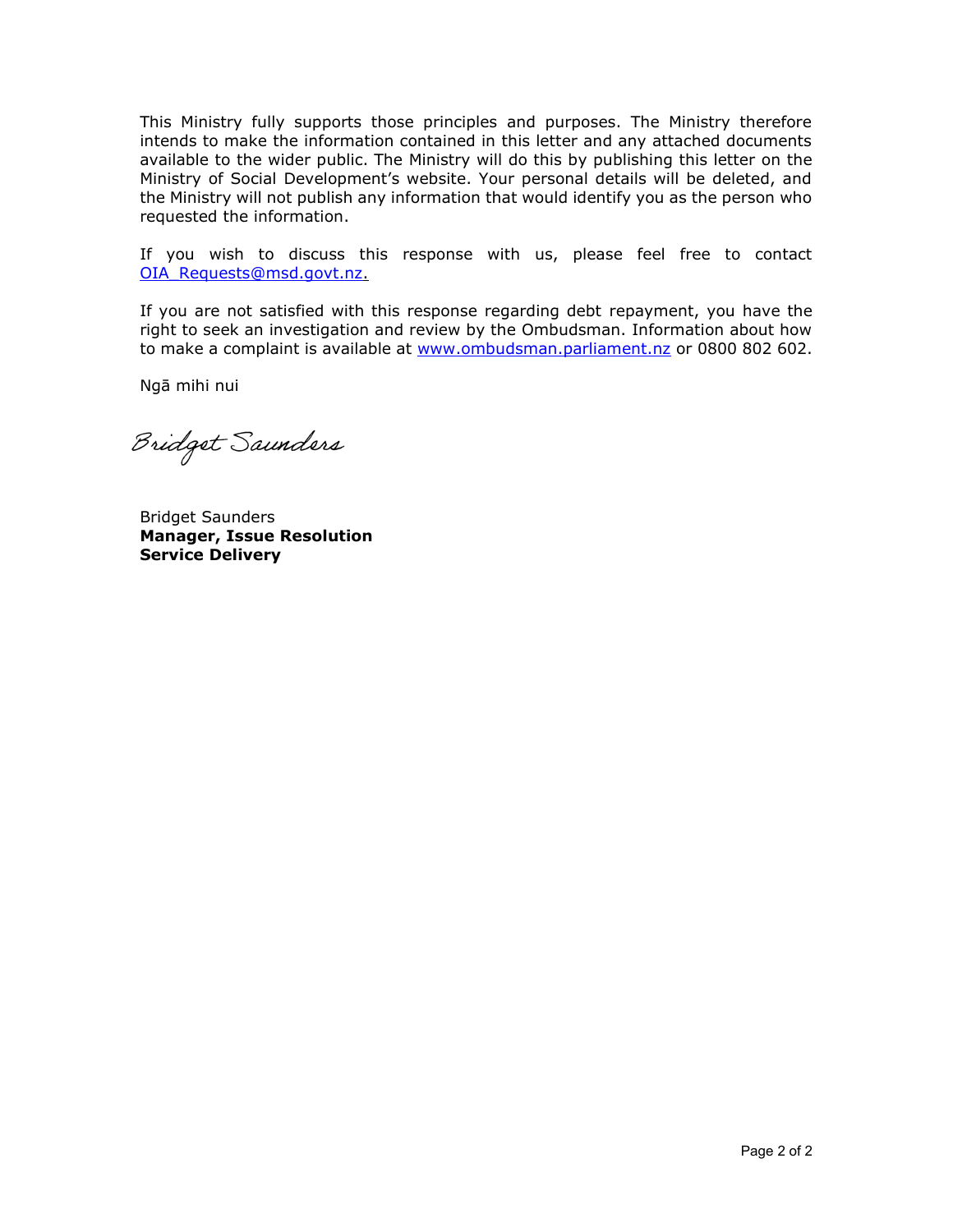This Ministry fully supports those principles and purposes. The Ministry therefore intends to make the information contained in this letter and any attached documents available to the wider public. The Ministry will do this by publishing this letter on the Ministry of Social Development's website. Your personal details will be deleted, and the Ministry will not publish any information that would identify you as the person who requested the information.

If you wish to discuss this response with us, please feel free to contact OIA_Requests@msd.govt.nz.

If you are not satisfied with this response regarding debt repayment, you have the right to seek an investigation and review by the Ombudsman. Information about how to make a complaint is available at www.ombudsman.parliament.nz or 0800 802 602.

Ngā mihi nui

Bridget Saunders

Bridget Saunders
**Manager, Issue Resolution**
**Service Delivery**